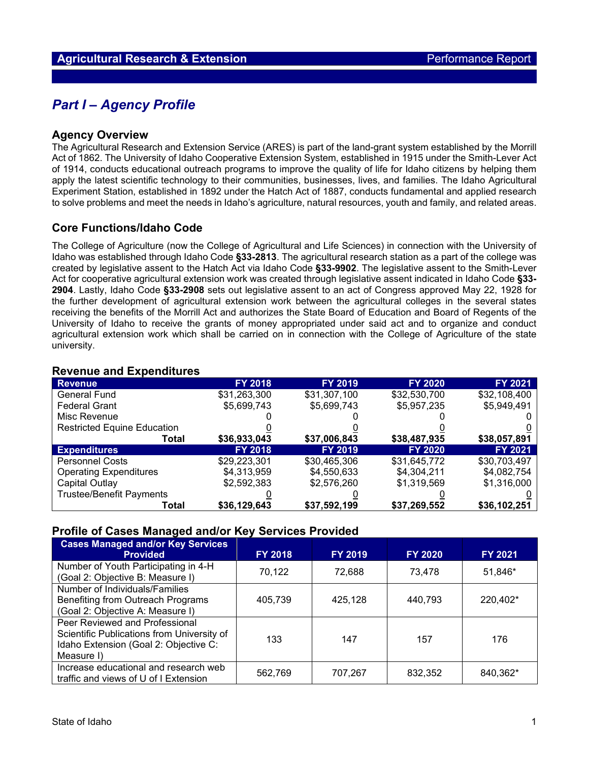## Part I – Agency Profile

### Agency Overview

The Agricultural Research and Extension Service (ARES) is part of the land-grant system established by the Morrill Act of 1862. The University of Idaho Cooperative Extension System, established in 1915 under the Smith-Lever Act of 1914, conducts educational outreach programs to improve the quality of life for Idaho citizens by helping them apply the latest scientific technology to their communities, businesses, lives, and families. The Idaho Agricultural Experiment Station, established in 1892 under the Hatch Act of 1887, conducts fundamental and applied research to solve problems and meet the needs in Idaho's agriculture, natural resources, youth and family, and related areas.

### Core Functions/Idaho Code

The College of Agriculture (now the College of Agricultural and Life Sciences) in connection with the University of Idaho was established through Idaho Code **§33-2813**. The agricultural research station as a part of the college was created by legislative assent to the Hatch Act via Idaho Code **§33-9902**. The legislative assent to the Smith-Lever Act for cooperative agricultural extension work was created through legislative assent indicated in Idaho Code **§33-2904**. Lastly, Idaho Code **§33-2908** sets out legislative assent to an act of Congress approved May 22, 1928 for the further development of agricultural extension work between the agricultural colleges in the several states receiving the benefits of the Morrill Act and authorizes the State Board of Education and Board of Regents of the University of Idaho to receive the grants of money appropriated under said act and to organize and conduct agricultural extension work which shall be carried on in connection with the College of Agriculture of the state university.

### Revenue and Expenditures

| Revenue | FY 2018 | FY 2019 | FY 2020 | FY 2021 |
|---|---|---|---|---|
| General Fund | $31,263,300 | $31,307,100 | $32,530,700 | $32,108,400 |
| Federal Grant | $5,699,743 | $5,699,743 | $5,957,235 | $5,949,491 |
| Misc Revenue | 0 | 0 | 0 | 0 |
| Restricted Equine Education | 0 | 0 | 0 | 0 |
| **Total** | **$36,933,043** | **$37,006,843** | **$38,487,935** | **$38,057,891** |
| **Expenditures** | **FY 2018** | **FY 2019** | **FY 2020** | **FY 2021** |
| Personnel Costs | $29,223,301 | $30,465,306 | $31,645,772 | $30,703,497 |
| Operating Expenditures | $4,313,959 | $4,550,633 | $4,304,211 | $4,082,754 |
| Capital Outlay | $2,592,383 | $2,576,260 | $1,319,569 | $1,316,000 |
| Trustee/Benefit Payments | 0 | 0 | 0 | 0 |
| **Total** | **$36,129,643** | **$37,592,199** | **$37,269,552** | **$36,102,251** |

### Profile of Cases Managed and/or Key Services Provided

| Cases Managed and/or Key Services Provided | FY 2018 | FY 2019 | FY 2020 | FY 2021 |
|---|---|---|---|---|
| Number of Youth Participating in 4-H (Goal 2: Objective B: Measure I) | 70,122 | 72,688 | 73,478 | 51,846* |
| Number of Individuals/Families Benefiting from Outreach Programs (Goal 2: Objective A: Measure I) | 405,739 | 425,128 | 440,793 | 220,402* |
| Peer Reviewed and Professional Scientific Publications from University of Idaho Extension (Goal 2: Objective C: Measure I) | 133 | 147 | 157 | 176 |
| Increase educational and research web traffic and views of U of I Extension | 562,769 | 707,267 | 832,352 | 840,362* |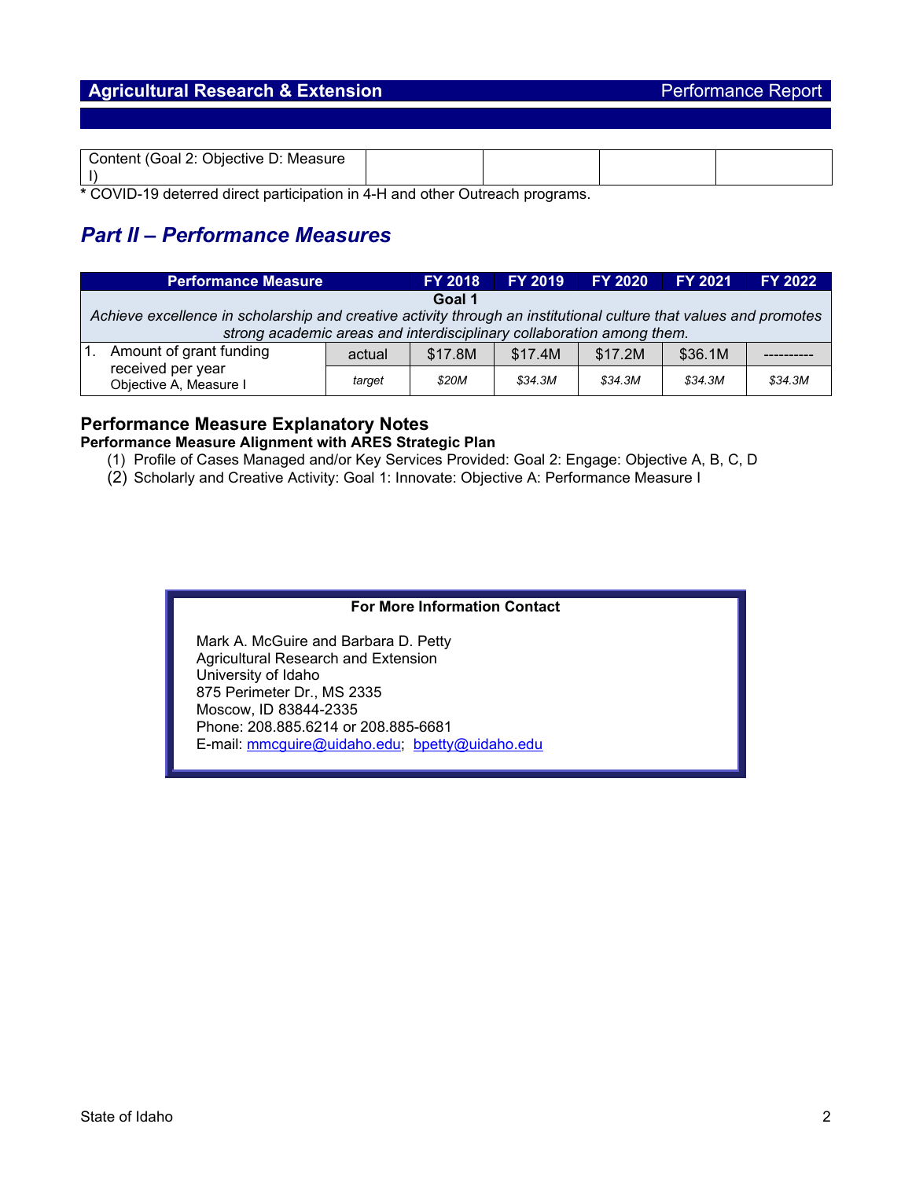| | | | | |
|---|---|---|---|---|
| Content (Goal 2: Objective D: Measure I) | | | | |

* COVID-19 deterred direct participation in 4-H and other Outreach programs.

## *Part II – Performance Measures*

| Performance Measure | | FY 2018 | FY 2019 | FY 2020 | FY 2021 | FY 2022 |
|---|---|---|---|---|---|---|
| **Goal 1**<br>*Achieve excellence in scholarship and creative activity through an institutional culture that values and promotes strong academic areas and interdisciplinary collaboration among them.* | | | | | | |
| 1. Amount of grant funding received per year<br>Objective A, Measure I | actual | $17.8M | $17.4M | $17.2M | $36.1M | ---------- |
| | *target* | *$20M* | *$34.3M* | *$34.3M* | *$34.3M* | *$34.3M* |

### Performance Measure Explanatory Notes

**Performance Measure Alignment with ARES Strategic Plan**

(1) Profile of Cases Managed and/or Key Services Provided: Goal 2: Engage: Objective A, B, C, D
(2) Scholarly and Creative Activity: Goal 1: Innovate: Objective A: Performance Measure I

**For More Information Contact**

Mark A. McGuire and Barbara D. Petty
Agricultural Research and Extension
University of Idaho
875 Perimeter Dr., MS 2335
Moscow, ID 83844-2335
Phone: 208.885.6214 or 208.885-6681
E-mail: mmcguire@uidaho.edu; bpetty@uidaho.edu